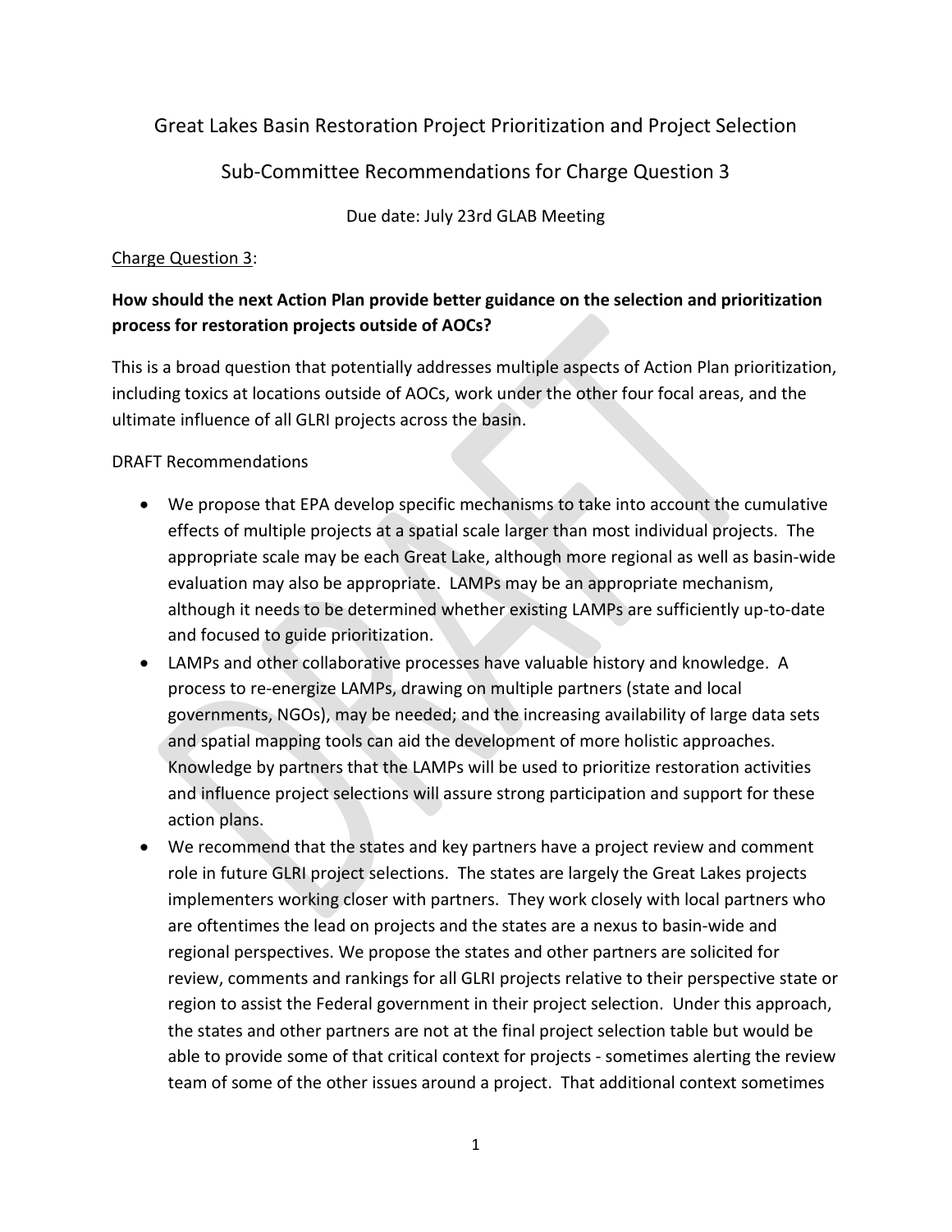# Great Lakes Basin Restoration Project Prioritization and Project Selection

## Sub-Committee Recommendations for Charge Question 3

Due date: July 23rd GLAB Meeting

Charge Question 3:

**How should the next Action Plan provide better guidance on the selection and prioritization process for restoration projects outside of AOCs?**

This is a broad question that potentially addresses multiple aspects of Action Plan prioritization, including toxics at locations outside of AOCs, work under the other four focal areas, and the ultimate influence of all GLRI projects across the basin.

DRAFT Recommendations

- We propose that EPA develop specific mechanisms to take into account the cumulative effects of multiple projects at a spatial scale larger than most individual projects. The appropriate scale may be each Great Lake, although more regional as well as basin-wide evaluation may also be appropriate. LAMPs may be an appropriate mechanism, although it needs to be determined whether existing LAMPs are sufficiently up-to-date and focused to guide prioritization.
- LAMPs and other collaborative processes have valuable history and knowledge. A process to re-energize LAMPs, drawing on multiple partners (state and local governments, NGOs), may be needed; and the increasing availability of large data sets and spatial mapping tools can aid the development of more holistic approaches. Knowledge by partners that the LAMPs will be used to prioritize restoration activities and influence project selections will assure strong participation and support for these action plans.
- We recommend that the states and key partners have a project review and comment role in future GLRI project selections. The states are largely the Great Lakes projects implementers working closer with partners. They work closely with local partners who are oftentimes the lead on projects and the states are a nexus to basin-wide and regional perspectives. We propose the states and other partners are solicited for review, comments and rankings for all GLRI projects relative to their perspective state or region to assist the Federal government in their project selection. Under this approach, the states and other partners are not at the final project selection table but would be able to provide some of that critical context for projects - sometimes alerting the review team of some of the other issues around a project. That additional context sometimes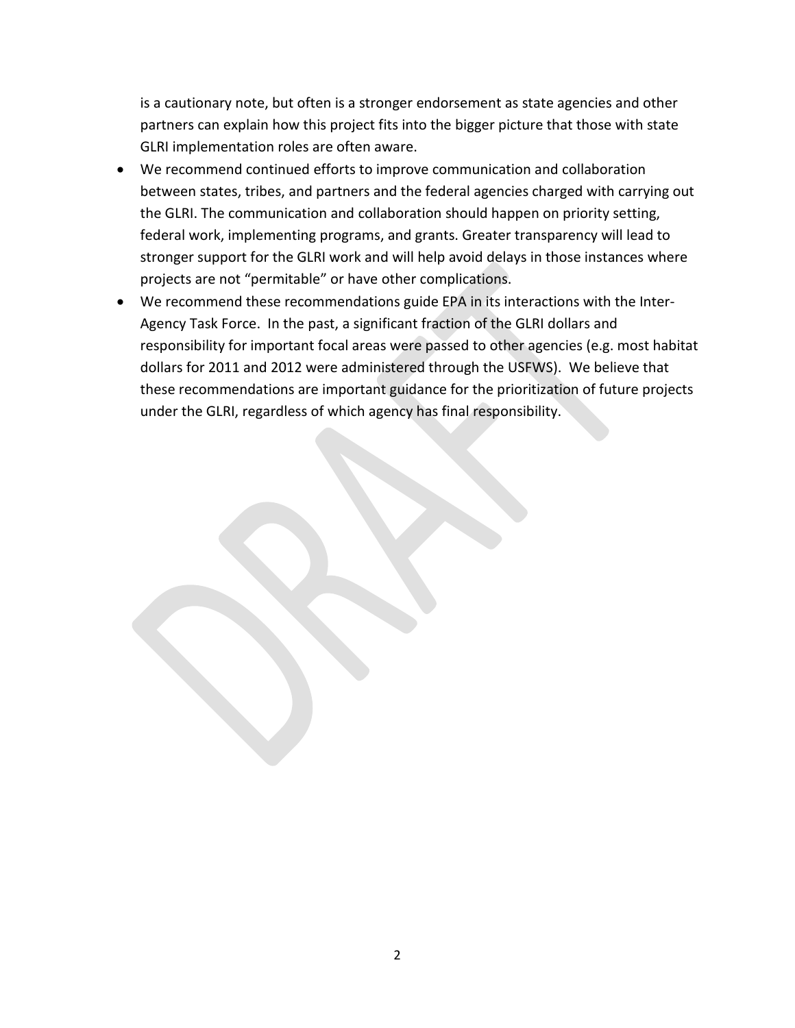is a cautionary note, but often is a stronger endorsement as state agencies and other partners can explain how this project fits into the bigger picture that those with state GLRI implementation roles are often aware.

- We recommend continued efforts to improve communication and collaboration between states, tribes, and partners and the federal agencies charged with carrying out the GLRI. The communication and collaboration should happen on priority setting, federal work, implementing programs, and grants. Greater transparency will lead to stronger support for the GLRI work and will help avoid delays in those instances where projects are not "permitable" or have other complications.
- We recommend these recommendations guide EPA in its interactions with the Inter-Agency Task Force. In the past, a significant fraction of the GLRI dollars and responsibility for important focal areas were passed to other agencies (e.g. most habitat dollars for 2011 and 2012 were administered through the USFWS). We believe that these recommendations are important guidance for the prioritization of future projects under the GLRI, regardless of which agency has final responsibility.